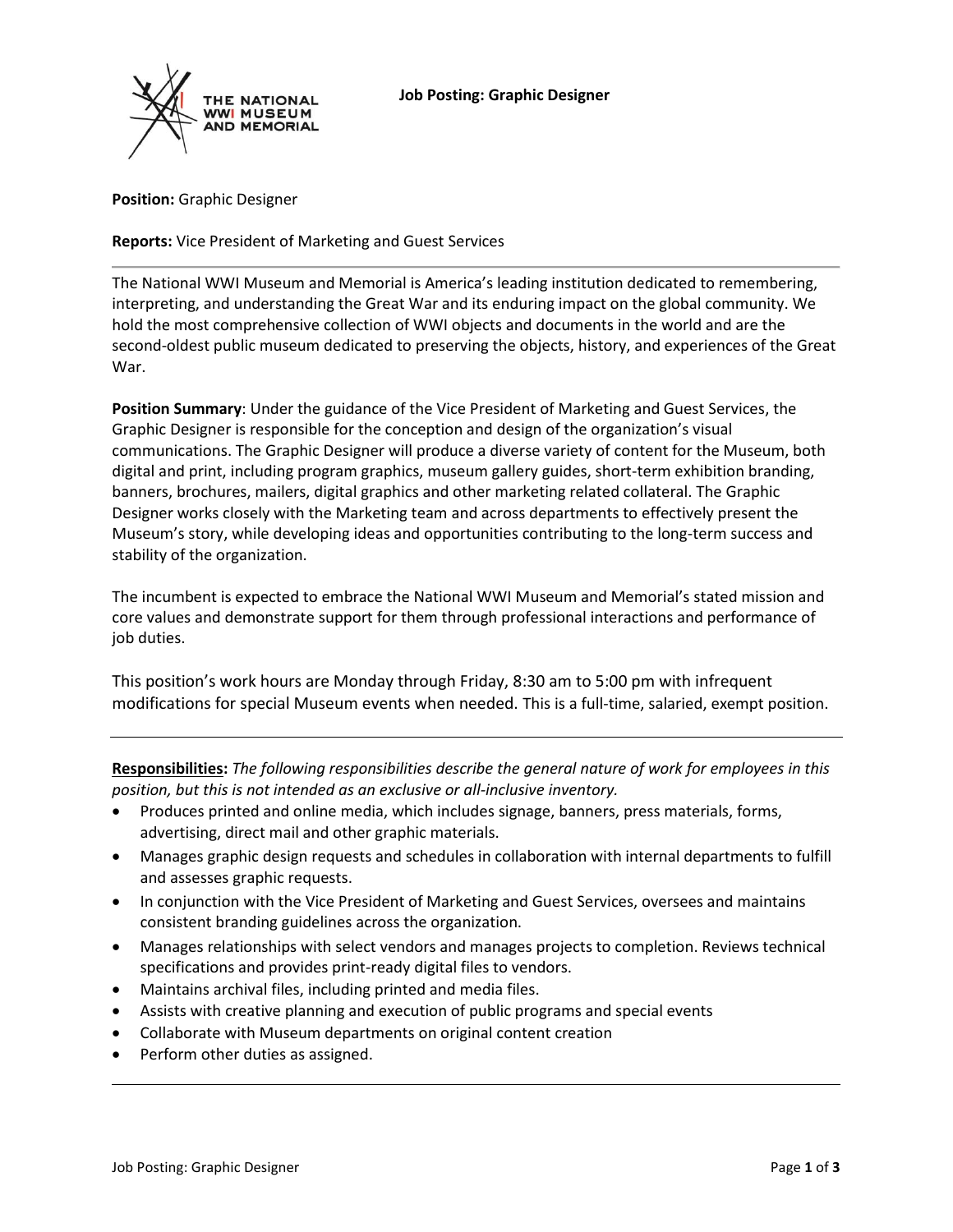# Job Posting: Graphic Designer

**Position:** Graphic Designer

**Reports:** Vice President of Marketing and Guest Services

---

The National WWI Museum and Memorial is America's leading institution dedicated to remembering, interpreting, and understanding the Great War and its enduring impact on the global community. We hold the most comprehensive collection of WWI objects and documents in the world and are the second-oldest public museum dedicated to preserving the objects, history, and experiences of the Great War.

**Position Summary**: Under the guidance of the Vice President of Marketing and Guest Services, the Graphic Designer is responsible for the conception and design of the organization's visual communications. The Graphic Designer will produce a diverse variety of content for the Museum, both digital and print, including program graphics, museum gallery guides, short-term exhibition branding, banners, brochures, mailers, digital graphics and other marketing related collateral. The Graphic Designer works closely with the Marketing team and across departments to effectively present the Museum's story, while developing ideas and opportunities contributing to the long-term success and stability of the organization.

The incumbent is expected to embrace the National WWI Museum and Memorial's stated mission and core values and demonstrate support for them through professional interactions and performance of job duties.

This position's work hours are Monday through Friday, 8:30 am to 5:00 pm with infrequent modifications for special Museum events when needed. This is a full-time, salaried, exempt position.

---

**Responsibilities:** *The following responsibilities describe the general nature of work for employees in this position, but this is not intended as an exclusive or all-inclusive inventory.*

- Produces printed and online media, which includes signage, banners, press materials, forms, advertising, direct mail and other graphic materials.
- Manages graphic design requests and schedules in collaboration with internal departments to fulfill and assesses graphic requests.
- In conjunction with the Vice President of Marketing and Guest Services, oversees and maintains consistent branding guidelines across the organization.
- Manages relationships with select vendors and manages projects to completion. Reviews technical specifications and provides print-ready digital files to vendors.
- Maintains archival files, including printed and media files.
- Assists with creative planning and execution of public programs and special events
- Collaborate with Museum departments on original content creation
- Perform other duties as assigned.

---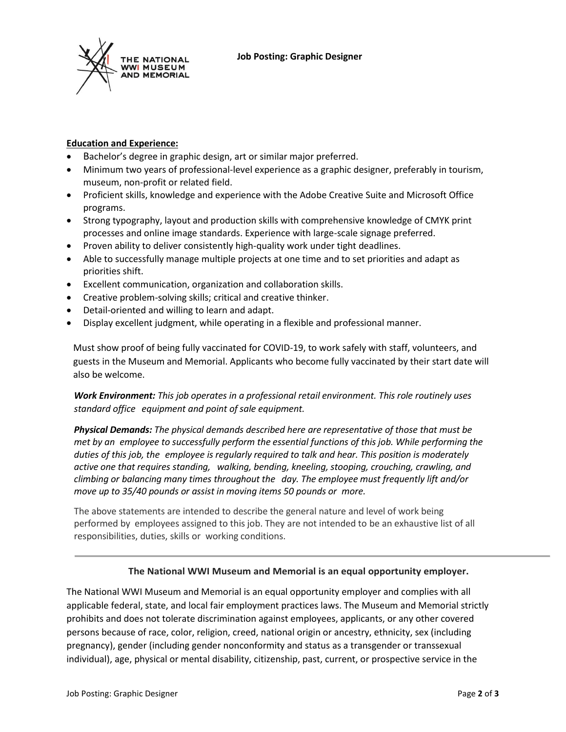**Job Posting: Graphic Designer**

**Education and Experience:**

- Bachelor's degree in graphic design, art or similar major preferred.
- Minimum two years of professional-level experience as a graphic designer, preferably in tourism, museum, non-profit or related field.
- Proficient skills, knowledge and experience with the Adobe Creative Suite and Microsoft Office programs.
- Strong typography, layout and production skills with comprehensive knowledge of CMYK print processes and online image standards. Experience with large-scale signage preferred.
- Proven ability to deliver consistently high-quality work under tight deadlines.
- Able to successfully manage multiple projects at one time and to set priorities and adapt as priorities shift.
- Excellent communication, organization and collaboration skills.
- Creative problem-solving skills; critical and creative thinker.
- Detail-oriented and willing to learn and adapt.
- Display excellent judgment, while operating in a flexible and professional manner.

Must show proof of being fully vaccinated for COVID-19, to work safely with staff, volunteers, and guests in the Museum and Memorial. Applicants who become fully vaccinated by their start date will also be welcome.

***Work Environment:*** *This job operates in a professional retail environment. This role routinely uses standard office equipment and point of sale equipment.*

***Physical Demands:*** *The physical demands described here are representative of those that must be met by an employee to successfully perform the essential functions of this job. While performing the duties of this job, the employee is regularly required to talk and hear. This position is moderately active one that requires standing, walking, bending, kneeling, stooping, crouching, crawling, and climbing or balancing many times throughout the day. The employee must frequently lift and/or move up to 35/40 pounds or assist in moving items 50 pounds or more.*

The above statements are intended to describe the general nature and level of work being performed by employees assigned to this job. They are not intended to be an exhaustive list of all responsibilities, duties, skills or working conditions.

---

**The National WWI Museum and Memorial is an equal opportunity employer.**

The National WWI Museum and Memorial is an equal opportunity employer and complies with all applicable federal, state, and local fair employment practices laws. The Museum and Memorial strictly prohibits and does not tolerate discrimination against employees, applicants, or any other covered persons because of race, color, religion, creed, national origin or ancestry, ethnicity, sex (including pregnancy), gender (including gender nonconformity and status as a transgender or transsexual individual), age, physical or mental disability, citizenship, past, current, or prospective service in the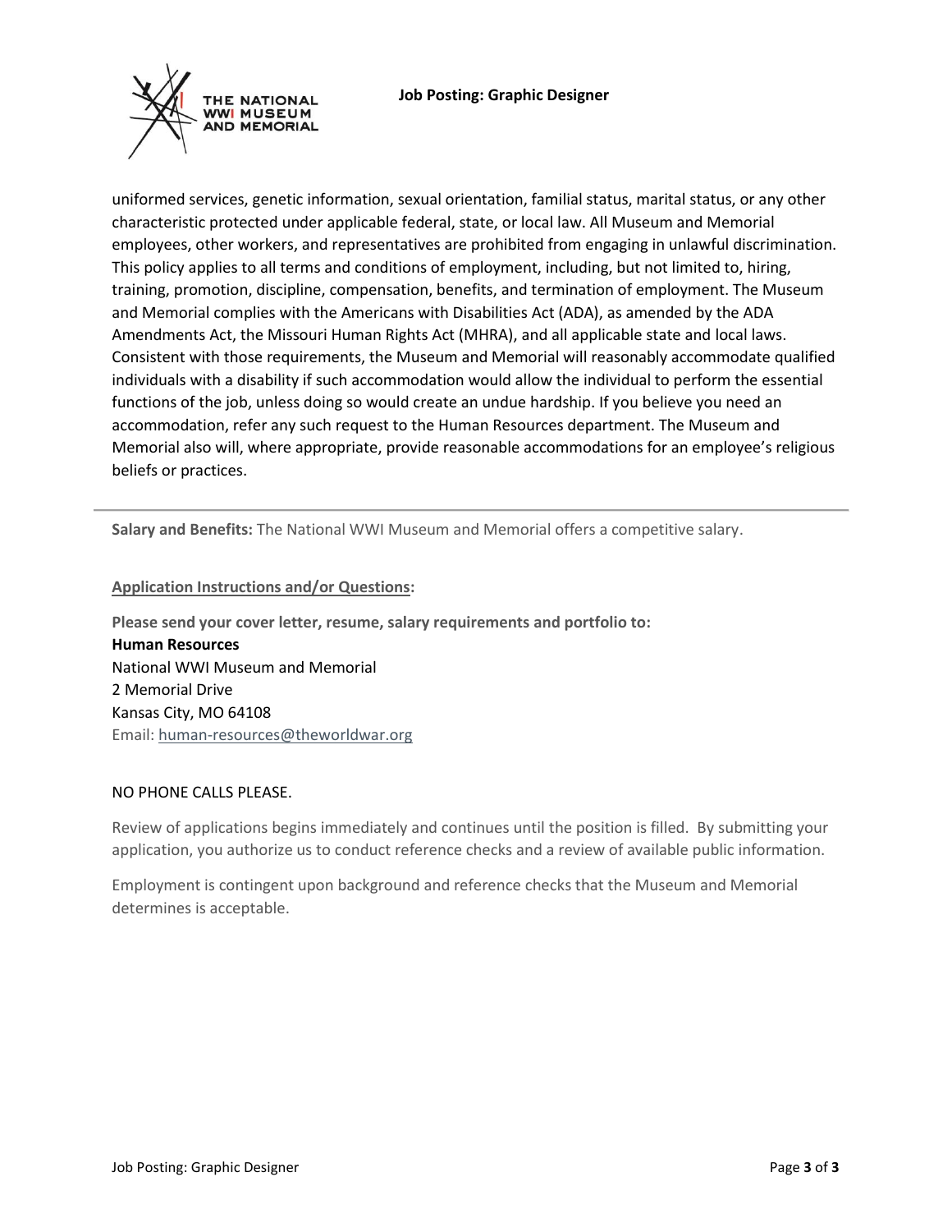uniformed services, genetic information, sexual orientation, familial status, marital status, or any other characteristic protected under applicable federal, state, or local law. All Museum and Memorial employees, other workers, and representatives are prohibited from engaging in unlawful discrimination. This policy applies to all terms and conditions of employment, including, but not limited to, hiring, training, promotion, discipline, compensation, benefits, and termination of employment. The Museum and Memorial complies with the Americans with Disabilities Act (ADA), as amended by the ADA Amendments Act, the Missouri Human Rights Act (MHRA), and all applicable state and local laws. Consistent with those requirements, the Museum and Memorial will reasonably accommodate qualified individuals with a disability if such accommodation would allow the individual to perform the essential functions of the job, unless doing so would create an undue hardship. If you believe you need an accommodation, refer any such request to the Human Resources department. The Museum and Memorial also will, where appropriate, provide reasonable accommodations for an employee's religious beliefs or practices.

---

**Salary and Benefits:** The National WWI Museum and Memorial offers a competitive salary.

**Application Instructions and/or Questions:**

**Please send your cover letter, resume, salary requirements and portfolio to:**
**Human Resources**
National WWI Museum and Memorial
2 Memorial Drive
Kansas City, MO 64108
Email: human-resources@theworldwar.org

NO PHONE CALLS PLEASE.

Review of applications begins immediately and continues until the position is filled. By submitting your application, you authorize us to conduct reference checks and a review of available public information.

Employment is contingent upon background and reference checks that the Museum and Memorial determines is acceptable.